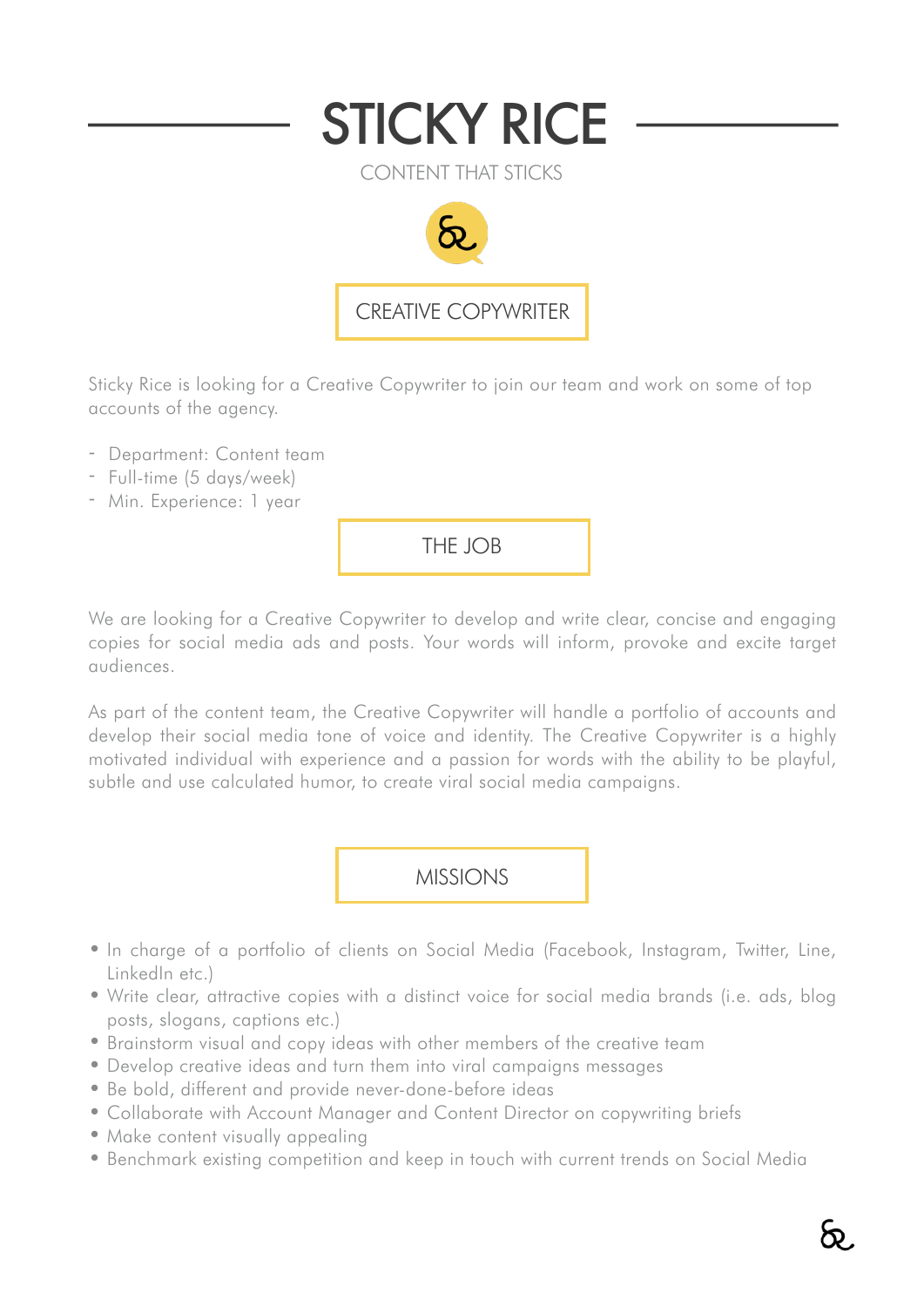# STICKY RICE

CONTENT THAT STICKS

## CREATIVE COPYWRITER

Sticky Rice is looking for a Creative Copywriter to join our team and work on some of top accounts of the agency.

- Department: Content team
- Full-time (5 days/week)
- Min. Experience: 1 year

## THE JOB

We are looking for a Creative Copywriter to develop and write clear, concise and engaging copies for social media ads and posts. Your words will inform, provoke and excite target audiences.

As part of the content team, the Creative Copywriter will handle a portfolio of accounts and develop their social media tone of voice and identity. The Creative Copywriter is a highly motivated individual with experience and a passion for words with the ability to be playful, subtle and use calculated humor, to create viral social media campaigns.

## MISSIONS

- In charge of a portfolio of clients on Social Media (Facebook, Instagram, Twitter, Line, LinkedIn etc.)
- Write clear, attractive copies with a distinct voice for social media brands (i.e. ads, blog posts, slogans, captions etc.)
- Brainstorm visual and copy ideas with other members of the creative team
- Develop creative ideas and turn them into viral campaigns messages
- Be bold, different and provide never-done-before ideas
- Collaborate with Account Manager and Content Director on copywriting briefs
- Make content visually appealing
- Benchmark existing competition and keep in touch with current trends on Social Media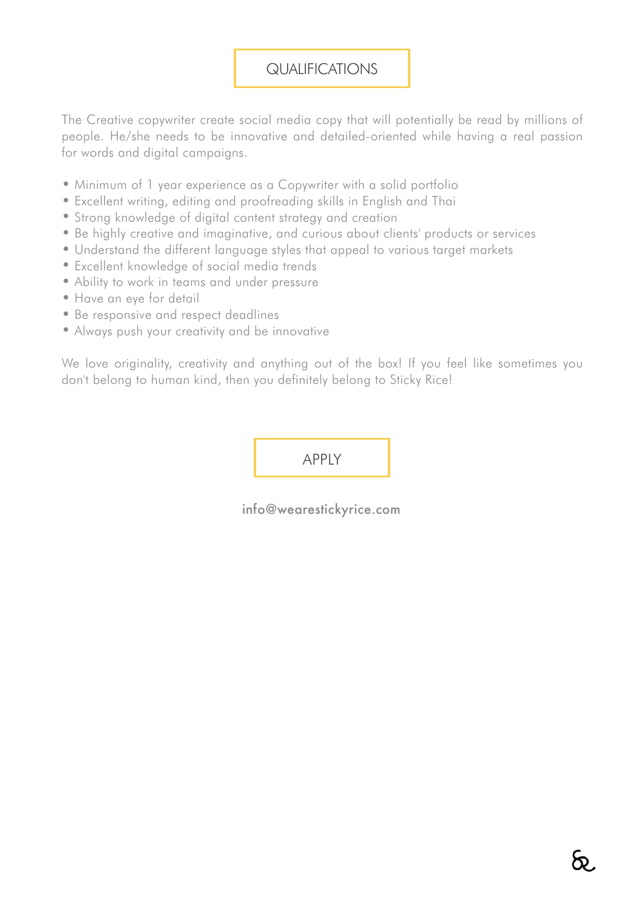## QUALIFICATIONS

The Creative copywriter create social media copy that will potentially be read by millions of people. He/she needs to be innovative and detailed-oriented while having a real passion for words and digital campaigns.

- Minimum of 1 year experience as a Copywriter with a solid portfolio
- Excellent writing, editing and proofreading skills in English and Thai
- Strong knowledge of digital content strategy and creation
- Be highly creative and imaginative, and curious about clients' products or services
- Understand the different language styles that appeal to various target markets
- Excellent knowledge of social media trends
- Ability to work in teams and under pressure
- Have an eye for detail
- Be responsive and respect deadlines
- Always push your creativity and be innovative

We love originality, creativity and anything out of the box! If you feel like sometimes you don't belong to human kind, then you definitely belong to Sticky Rice!

## APPLY

info@wearestickyrice.com